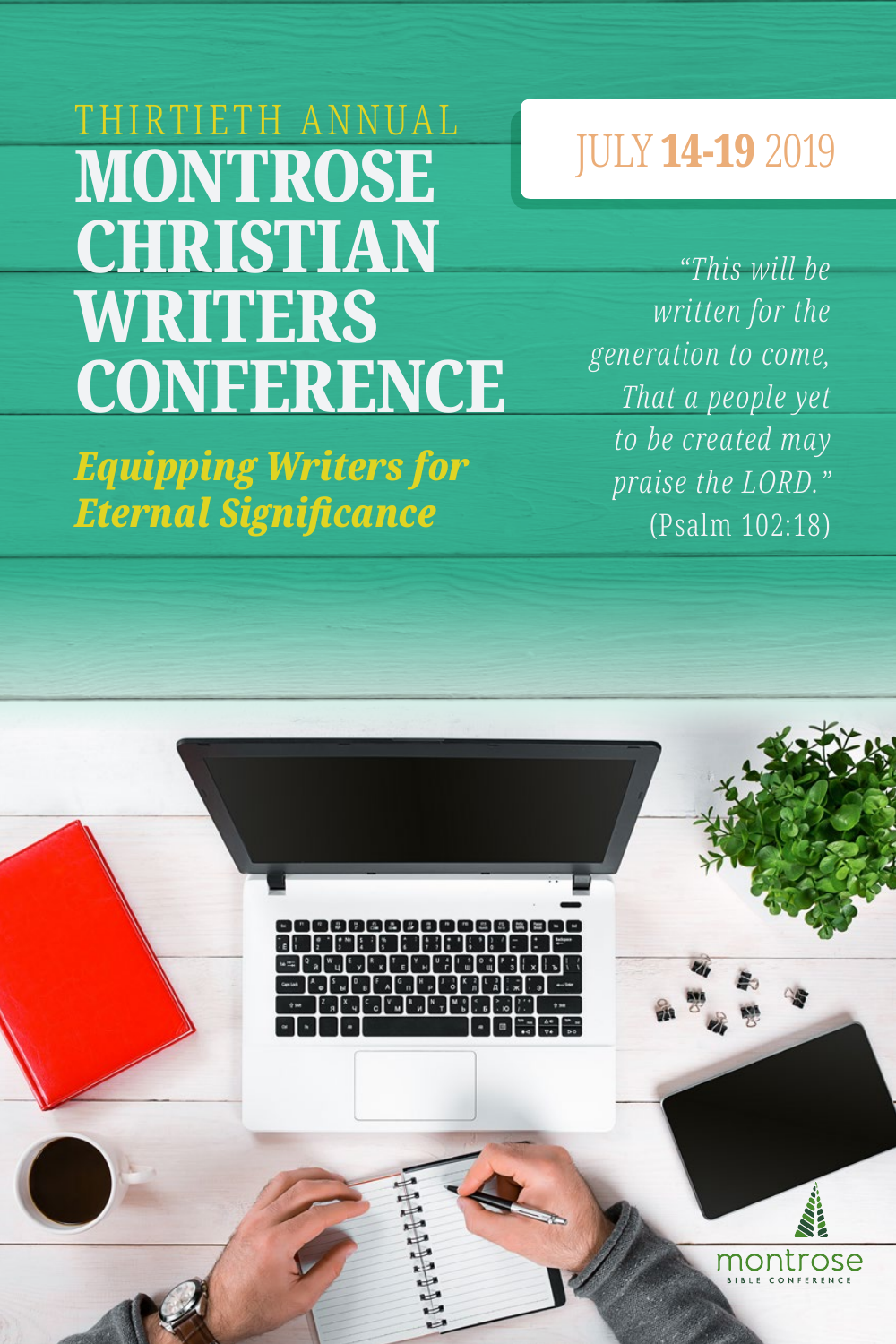THIRTIETH ANNUAL

# MONTROSE CHRISTIAN WRITERS CONFERENCE

***Equipping Writers for Eternal Significance***

JULY **14-19** 2019

*"This will be written for the generation to come, That a people yet to be created may praise the LORD."* (Psalm 102:18)

montrose
BIBLE CONFERENCE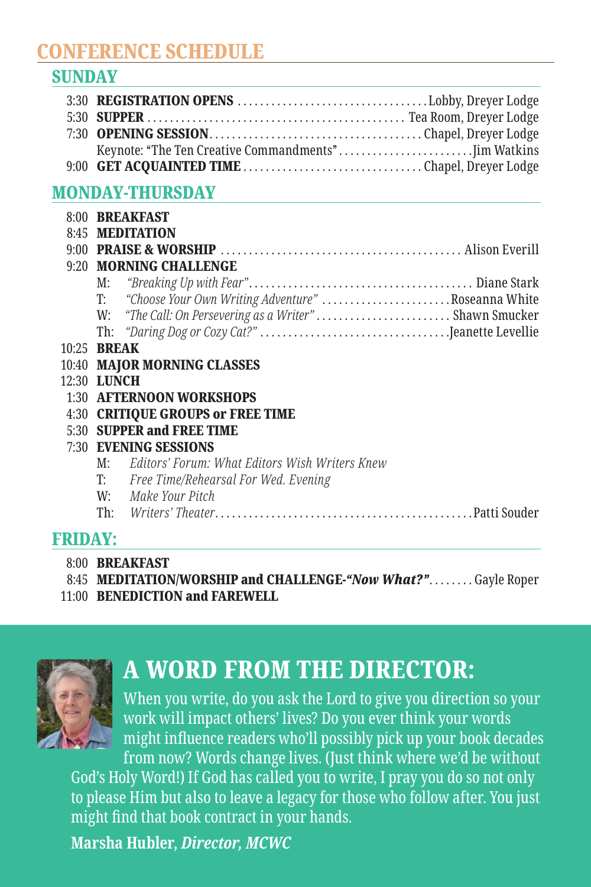# CONFERENCE SCHEDULE

## SUNDAY

- 3:30 **REGISTRATION OPENS** ....... Lobby, Dreyer Lodge
- 5:30 **SUPPER** ....... Tea Room, Dreyer Lodge
- 7:30 **OPENING SESSION** ....... Chapel, Dreyer Lodge
  - Keynote: "The Ten Creative Commandments" ....... Jim Watkins
- 9:00 **GET ACQUAINTED TIME** ....... Chapel, Dreyer Lodge

## MONDAY-THURSDAY

- 8:00 **BREAKFAST**
- 8:45 **MEDITATION**
- 9:00 **PRAISE & WORSHIP** ....... Alison Everill
- 9:20 **MORNING CHALLENGE**
  - M: *"Breaking Up with Fear"* ....... Diane Stark
  - T: *"Choose Your Own Writing Adventure"* ....... Roseanna White
  - W: *"The Call: On Persevering as a Writer"* ....... Shawn Smucker
  - Th: *"Daring Dog or Cozy Cat?"* ....... Jeanette Levellie
- 10:25 **BREAK**
- 10:40 **MAJOR MORNING CLASSES**
- 12:30 **LUNCH**
- 1:30 **AFTERNOON WORKSHOPS**
- 4:30 **CRITIQUE GROUPS or FREE TIME**
- 5:30 **SUPPER and FREE TIME**
- 7:30 **EVENING SESSIONS**
  - M: *Editors' Forum: What Editors Wish Writers Knew*
  - T: *Free Time/Rehearsal For Wed. Evening*
  - W: *Make Your Pitch*
  - Th: *Writers' Theater* ....... Patti Souder

## FRIDAY:

- 8:00 **BREAKFAST**
- 8:45 **MEDITATION/WORSHIP and CHALLENGE-*"Now What?"*** ....... Gayle Roper
- 11:00 **BENEDICTION and FAREWELL**

# A WORD FROM THE DIRECTOR:

When you write, do you ask the Lord to give you direction so your work will impact others' lives? Do you ever think your words might influence readers who'll possibly pick up your book decades from now? Words change lives. (Just think where we'd be without God's Holy Word!) If God has called you to write, I pray you do so not only to please Him but also to leave a legacy for those who follow after. You just might find that book contract in your hands.

**Marsha Hubler, *Director, MCWC***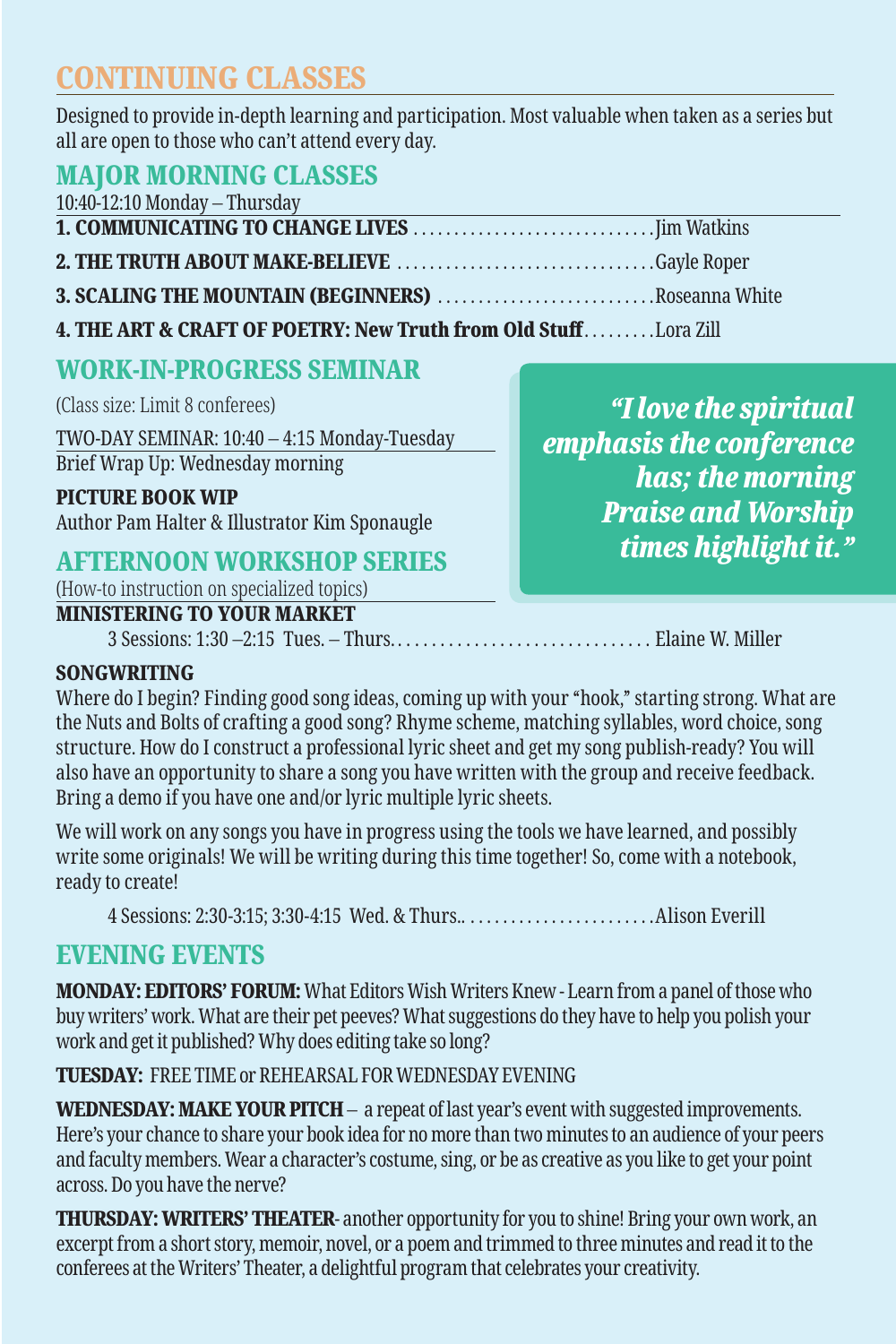# CONTINUING CLASSES

Designed to provide in-depth learning and participation. Most valuable when taken as a series but all are open to those who can't attend every day.

## MAJOR MORNING CLASSES

10:40-12:10 Monday – Thursday

**1. COMMUNICATING TO CHANGE LIVES** .............................. Jim Watkins

**2. THE TRUTH ABOUT MAKE-BELIEVE** ................................ Gayle Roper

**3. SCALING THE MOUNTAIN (BEGINNERS)** ........................... Roseanna White

**4. THE ART & CRAFT OF POETRY: New Truth from Old Stuff** ......... Lora Zill

## WORK-IN-PROGRESS SEMINAR

(Class size: Limit 8 conferees)

TWO-DAY SEMINAR: 10:40 – 4:15 Monday-Tuesday
Brief Wrap Up: Wednesday morning

**PICTURE BOOK WIP**
Author Pam Halter & Illustrator Kim Sponaugle

*"I love the spiritual emphasis the conference has; the morning Praise and Worship times highlight it."*

## AFTERNOON WORKSHOP SERIES

(How-to instruction on specialized topics)

**MINISTERING TO YOUR MARKET**

3 Sessions: 1:30 –2:15 Tues. – Thurs. ............................... Elaine W. Miller

**SONGWRITING**

Where do I begin? Finding good song ideas, coming up with your "hook," starting strong. What are the Nuts and Bolts of crafting a good song? Rhyme scheme, matching syllables, word choice, song structure. How do I construct a professional lyric sheet and get my song publish-ready? You will also have an opportunity to share a song you have written with the group and receive feedback. Bring a demo if you have one and/or lyric multiple lyric sheets.

We will work on any songs you have in progress using the tools we have learned, and possibly write some originals! We will be writing during this time together! So, come with a notebook, ready to create!

4 Sessions: 2:30-3:15; 3:30-4:15 Wed. & Thurs.. ....................... Alison Everill

## EVENING EVENTS

**MONDAY: EDITORS' FORUM:** What Editors Wish Writers Knew - Learn from a panel of those who buy writers' work. What are their pet peeves? What suggestions do they have to help you polish your work and get it published? Why does editing take so long?

**TUESDAY:** FREE TIME or REHEARSAL FOR WEDNESDAY EVENING

**WEDNESDAY: MAKE YOUR PITCH** – a repeat of last year's event with suggested improvements. Here's your chance to share your book idea for no more than two minutes to an audience of your peers and faculty members. Wear a character's costume, sing, or be as creative as you like to get your point across. Do you have the nerve?

**THURSDAY: WRITERS' THEATER**- another opportunity for you to shine! Bring your own work, an excerpt from a short story, memoir, novel, or a poem and trimmed to three minutes and read it to the conferees at the Writers' Theater, a delightful program that celebrates your creativity.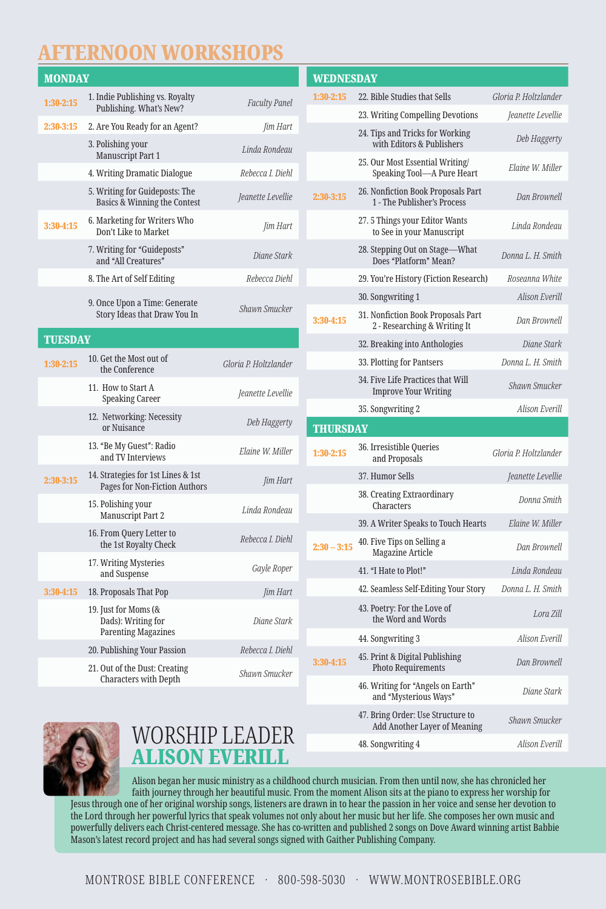# AFTERNOON WORKSHOPS

## MONDAY

| Time | Workshop | Presenter |
|---|---|---|
| 1:30-2:15 | 1. Indie Publishing vs. Royalty Publishing. What's New? | *Faculty Panel* |
| 2:30-3:15 | 2. Are You Ready for an Agent? | *Jim Hart* |
| | 3. Polishing your Manuscript Part 1 | *Linda Rondeau* |
| | 4. Writing Dramatic Dialogue | *Rebecca I. Diehl* |
| | 5. Writing for Guideposts: The Basics & Winning the Contest | *Jeanette Levellie* |
| 3:30-4:15 | 6. Marketing for Writers Who Don't Like to Market | *Jim Hart* |
| | 7. Writing for "Guideposts" and "All Creatures" | *Diane Stark* |
| | 8. The Art of Self Editing | *Rebecca Diehl* |
| | 9. Once Upon a Time: Generate Story Ideas that Draw You In | *Shawn Smucker* |

## TUESDAY

| Time | Workshop | Presenter |
|---|---|---|
| 1:30-2:15 | 10. Get the Most out of the Conference | *Gloria P. Holtzlander* |
| | 11. How to Start A Speaking Career | *Jeanette Levellie* |
| | 12. Networking: Necessity or Nuisance | *Deb Haggerty* |
| | 13. "Be My Guest": Radio and TV Interviews | *Elaine W. Miller* |
| 2:30-3:15 | 14. Strategies for 1st Lines & 1st Pages for Non-Fiction Authors | *Jim Hart* |
| | 15. Polishing your Manuscript Part 2 | *Linda Rondeau* |
| | 16. From Query Letter to the 1st Royalty Check | *Rebecca I. Diehl* |
| | 17. Writing Mysteries and Suspense | *Gayle Roper* |
| 3:30-4:15 | 18. Proposals That Pop | *Jim Hart* |
| | 19. Just for Moms (& Dads): Writing for Parenting Magazines | *Diane Stark* |
| | 20. Publishing Your Passion | *Rebecca I. Diehl* |
| | 21. Out of the Dust: Creating Characters with Depth | *Shawn Smucker* |

## WEDNESDAY

| Time | Workshop | Presenter |
|---|---|---|
| 1:30-2:15 | 22. Bible Studies that Sells | *Gloria P. Holtzlander* |
| | 23. Writing Compelling Devotions | *Jeanette Levellie* |
| | 24. Tips and Tricks for Working with Editors & Publishers | *Deb Haggerty* |
| | 25. Our Most Essential Writing/ Speaking Tool—A Pure Heart | *Elaine W. Miller* |
| 2:30-3:15 | 26. Nonfiction Book Proposals Part 1 - The Publisher's Process | *Dan Brownell* |
| | 27. 5 Things your Editor Wants to See in your Manuscript | *Linda Rondeau* |
| | 28. Stepping Out on Stage—What Does "Platform" Mean? | *Donna L. H. Smith* |
| | 29. You're History (Fiction Research) | *Roseanna White* |
| | 30. Songwriting 1 | *Alison Everill* |
| 3:30-4:15 | 31. Nonfiction Book Proposals Part 2 - Researching & Writing It | *Dan Brownell* |
| | 32. Breaking into Anthologies | *Diane Stark* |
| | 33. Plotting for Pantsers | *Donna L. H. Smith* |
| | 34. Five Life Practices that Will Improve Your Writing | *Shawn Smucker* |
| | 35. Songwriting 2 | *Alison Everill* |

## THURSDAY

| Time | Workshop | Presenter |
|---|---|---|
| 1:30-2:15 | 36. Irresistible Queries and Proposals | *Gloria P. Holtzlander* |
| | 37. Humor Sells | *Jeanette Levellie* |
| | 38. Creating Extraordinary Characters | *Donna Smith* |
| | 39. A Writer Speaks to Touch Hearts | *Elaine W. Miller* |
| 2:30 – 3:15 | 40. Five Tips on Selling a Magazine Article | *Dan Brownell* |
| | 41. "I Hate to Plot!" | *Linda Rondeau* |
| | 42. Seamless Self-Editing Your Story | *Donna L. H. Smith* |
| | 43. Poetry: For the Love of the Word and Words | *Lora Zill* |
| | 44. Songwriting 3 | *Alison Everill* |
| 3:30-4:15 | 45. Print & Digital Publishing Photo Requirements | *Dan Brownell* |
| | 46. Writing for "Angels on Earth" and "Mysterious Ways" | *Diane Stark* |
| | 47. Bring Order: Use Structure to Add Another Layer of Meaning | *Shawn Smucker* |
| | 48. Songwriting 4 | *Alison Everill* |

## WORSHIP LEADER
## ALISON EVERILL

Alison began her music ministry as a childhood church musician. From then until now, she has chronicled her faith journey through her beautiful music. From the moment Alison sits at the piano to express her worship for Jesus through one of her original worship songs, listeners are drawn in to hear the passion in her voice and sense her devotion to the Lord through her powerful lyrics that speak volumes not only about her music but her life. She composes her own music and powerfully delivers each Christ-centered message. She has co-written and published 2 songs on Dove Award winning artist Babbie Mason's latest record project and has had several songs signed with Gaither Publishing Company.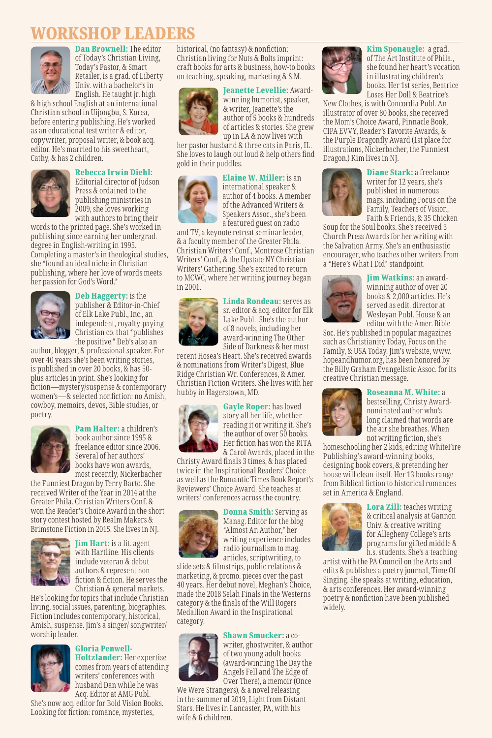# WORKSHOP LEADERS

**Dan Brownell:** The editor of Today's Christian Living, Today's Pastor, & Smart Retailer, is a grad. of Liberty Univ. with a bachelor's in English. He taught jr. high & high school English at an international Christian school in Uijongbu, S. Korea, before entering publishing. He's worked as an educational test writer & editor, copywriter, proposal writer, & book acq. editor. He's married to his sweetheart, Cathy, & has 2 children.

**Rebecca Irwin Diehl:** Editorial director of Judson Press & ordained to the publishing ministries in 2009, she loves working with authors to bring their words to the printed page. She's worked in publishing since earning her undergrad. degree in English-writing in 1995. Completing a master's in theological studies, she "found an ideal niche in Christian publishing, where her love of words meets her passion for God's Word."

**Deb Haggerty:** is the publisher & Editor-in-Chief of Elk Lake Publ., Inc., an independent, royalty-paying Christian co. that "publishes the positive." Deb's also an author, blogger, & professional speaker. For over 40 years she's been writing stories, is published in over 20 books, & has 50-plus articles in print. She's looking for fiction—mystery/suspense & contemporary women's—& selected nonfiction: no Amish, cowboy, memoirs, devos, Bible studies, or poetry.

**Pam Halter:** a children's book author since 1995 & freelance editor since 2006. Several of her authors' books have won awards, most recently, Nickerbacher the Funniest Dragon by Terry Barto. She received Writer of the Year in 2014 at the Greater Phila. Christian Writers Conf. & won the Reader's Choice Award in the short story contest hosted by Realm Makers & Brimstone Fiction in 2015. She lives in NJ.

**Jim Hart:** is a lit. agent with Hartline. His clients include veteran & debut authors & represent non-fiction & fiction. He serves the Christian & general markets. He's looking for topics that include Christian living, social issues, parenting, biographies. Fiction includes contemporary, historical, Amish, suspense. Jim's a singer/ songwriter/ worship leader.

**Gloria Penwell-Holtzlander:** Her expertise comes from years of attending writers' conferences with husband Dan while he was Acq. Editor at AMG Publ. She's now acq. editor for Bold Vision Books. Looking for fiction: romance, mysteries, historical, (no fantasy) & nonfiction: Christian living for Nuts & Bolts imprint: craft books for arts & business, how-to books on teaching, speaking, marketing & S.M.

**Jeanette Levellie:** Award-winning humorist, speaker, & writer, Jeanette's the author of 5 books & hundreds of articles & stories. She grew up in LA & now lives with her pastor husband & three cats in Paris, IL. She loves to laugh out loud & help others find gold in their puddles.

**Elaine W. Miller:** is an international speaker & author of 4 books. A member of the Advanced Writers & Speakers Assoc., she's been a featured guest on radio and TV, a keynote retreat seminar leader, & a faculty member of the Greater Phila. Christian Writers' Conf., Montrose Christian Writers' Conf., & the Upstate NY Christian Writers' Gathering. She's excited to return to MCWC, where her writing journey began in 2001.

**Linda Rondeau:** serves as sr. editor & acq. editor for Elk Lake Publ. She's the author of 8 novels, including her award-winning The Other Side of Darkness & her most recent Hosea's Heart. She's received awards & nominations from Writer's Digest, Blue Ridge Christian Wr. Conferences, & Amer. Christian Fiction Writers. She lives with her hubby in Hagerstown, MD.

**Gayle Roper:** has loved story all her life, whether reading it or writing it. She's the author of over 50 books. Her fiction has won the RITA & Carol Awards, placed in the Christy Award finals 3 times, & has placed twice in the Inspirational Readers' Choice as well as the Romantic Times Book Report's Reviewers' Choice Award. She teaches at writers' conferences across the country.

**Donna Smith:** Serving as Manag. Editor for the blog "Almost An Author," her writing experience includes radio journalism to mag. articles, scriptwriting, to slide sets & filmstrips, public relations & marketing, & promo. pieces over the past 40 years. Her debut novel, Meghan's Choice, made the 2018 Selah Finals in the Westerns category & the finals of the Will Rogers Medallion Award in the Inspirational category.

**Shawn Smucker:** a co-writer, ghostwriter, & author of two young adult books (award-winning The Day the Angels Fell and The Edge of Over There), a memoir (Once We Were Strangers), & a novel releasing in the summer of 2019, Light from Distant Stars. He lives in Lancaster, PA, with his wife & 6 children.

**Kim Sponaugle:** a grad. of The Art Institute of Phila., she found her heart's vocation in illustrating children's books. Her 1st series, Beatrice Loses Her Doll & Beatrice's New Clothes, is with Concordia Publ. An illustrator of over 80 books, she received the Mom's Choice Award, Pinnacle Book, CIPA EVVY, Reader's Favorite Awards, & the Purple Dragonfly Award (1st place for illustrations, Nickerbacher, the Funniest Dragon.) Kim lives in NJ.

**Diane Stark:** a freelance writer for 12 years, she's published in numerous mags. including Focus on the Family, Teachers of Vision, Faith & Friends, & 35 Chicken Soup for the Soul books. She's received 3 Church Press Awards for her writing with the Salvation Army. She's an enthusiastic encourager, who teaches other writers from a "Here's What I Did" standpoint.

**Jim Watkins:** an award-winning author of over 20 books & 2,000 articles. He's served as edit. director at Wesleyan Publ. House & an editor with the Amer. Bible Soc. He's published in popular magazines such as Christianity Today, Focus on the Family, & USA Today. Jim's website, www.hopeandhumor.org, has been honored by the Billy Graham Evangelistic Assoc. for its creative Christian message.

**Roseanna M. White:** a bestselling, Christy Award-nominated author who's long claimed that words are the air she breathes. When not writing fiction, she's homeschooling her 2 kids, editing WhiteFire Publishing's award-winning books, designing book covers, & pretending her house will clean itself. Her 13 books range from Biblical fiction to historical romances set in America & England.

**Lora Zill:** teaches writing & critical analysis at Gannon Univ. & creative writing for Allegheny College's arts programs for gifted middle & h.s. students. She's a teaching artist with the PA Council on the Arts and edits & publishes a poetry journal, Time Of Singing. She speaks at writing, education, & arts conferences. Her award-winning poetry & nonfiction have been published widely.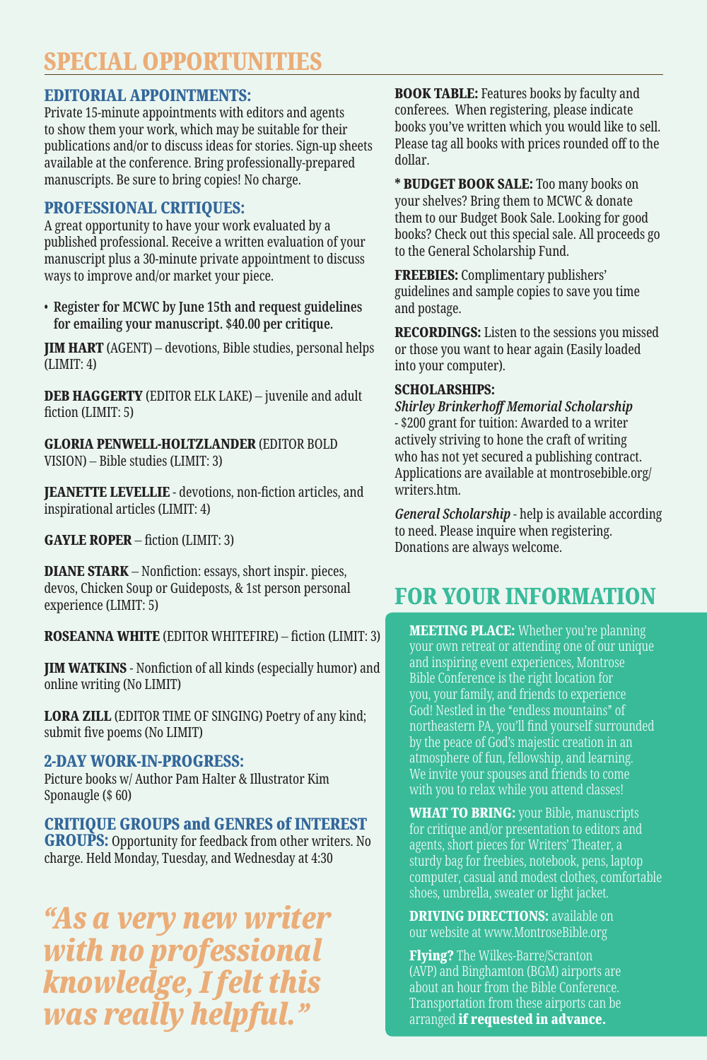# SPECIAL OPPORTUNITIES

## EDITORIAL APPOINTMENTS:

Private 15-minute appointments with editors and agents to show them your work, which may be suitable for their publications and/or to discuss ideas for stories. Sign-up sheets available at the conference. Bring professionally-prepared manuscripts. Be sure to bring copies! No charge.

## PROFESSIONAL CRITIQUES:

A great opportunity to have your work evaluated by a published professional. Receive a written evaluation of your manuscript plus a 30-minute private appointment to discuss ways to improve and/or market your piece.

- **Register for MCWC by June 15th and request guidelines for emailing your manuscript. $40.00 per critique.**

**JIM HART** (AGENT) – devotions, Bible studies, personal helps (LIMIT: 4)

**DEB HAGGERTY** (EDITOR ELK LAKE) – juvenile and adult fiction (LIMIT: 5)

**GLORIA PENWELL-HOLTZLANDER** (EDITOR BOLD VISION) – Bible studies (LIMIT: 3)

**JEANETTE LEVELLIE** - devotions, non-fiction articles, and inspirational articles (LIMIT: 4)

**GAYLE ROPER** – fiction (LIMIT: 3)

**DIANE STARK** – Nonfiction: essays, short inspir. pieces, devos, Chicken Soup or Guideposts, & 1st person personal experience (LIMIT: 5)

**ROSEANNA WHITE** (EDITOR WHITEFIRE) – fiction (LIMIT: 3)

**JIM WATKINS** - Nonfiction of all kinds (especially humor) and online writing (No LIMIT)

**LORA ZILL** (EDITOR TIME OF SINGING) Poetry of any kind; submit five poems (No LIMIT)

## 2-DAY WORK-IN-PROGRESS:

Picture books w/ Author Pam Halter & Illustrator Kim Sponaugle ($ 60)

## CRITIQUE GROUPS and GENRES of INTEREST GROUPS:

Opportunity for feedback from other writers. No charge. Held Monday, Tuesday, and Wednesday at 4:30

*"As a very new writer with no professional knowledge, I felt this was really helpful."*

**BOOK TABLE:** Features books by faculty and conferees. When registering, please indicate books you've written which you would like to sell. Please tag all books with prices rounded off to the dollar.

**\* BUDGET BOOK SALE:** Too many books on your shelves? Bring them to MCWC & donate them to our Budget Book Sale. Looking for good books? Check out this special sale. All proceeds go to the General Scholarship Fund.

**FREEBIES:** Complimentary publishers' guidelines and sample copies to save you time and postage.

**RECORDINGS:** Listen to the sessions you missed or those you want to hear again (Easily loaded into your computer).

**SCHOLARSHIPS:**

***Shirley Brinkerhoff Memorial Scholarship*** - $200 grant for tuition: Awarded to a writer actively striving to hone the craft of writing who has not yet secured a publishing contract. Applications are available at montrosebible.org/writers.htm.

***General Scholarship*** - help is available according to need. Please inquire when registering. Donations are always welcome.

# FOR YOUR INFORMATION

**MEETING PLACE:** Whether you're planning your own retreat or attending one of our unique and inspiring event experiences, Montrose Bible Conference is the right location for you, your family, and friends to experience God! Nestled in the "endless mountains" of northeastern PA, you'll find yourself surrounded by the peace of God's majestic creation in an atmosphere of fun, fellowship, and learning. We invite your spouses and friends to come with you to relax while you attend classes!

**WHAT TO BRING:** your Bible, manuscripts for critique and/or presentation to editors and agents, short pieces for Writers' Theater, a sturdy bag for freebies, notebook, pens, laptop computer, casual and modest clothes, comfortable shoes, umbrella, sweater or light jacket.

**DRIVING DIRECTIONS:** available on our website at www.MontroseBible.org

**Flying?** The Wilkes-Barre/Scranton (AVP) and Binghamton (BGM) airports are about an hour from the Bible Conference. Transportation from these airports can be arranged **if requested in advance.**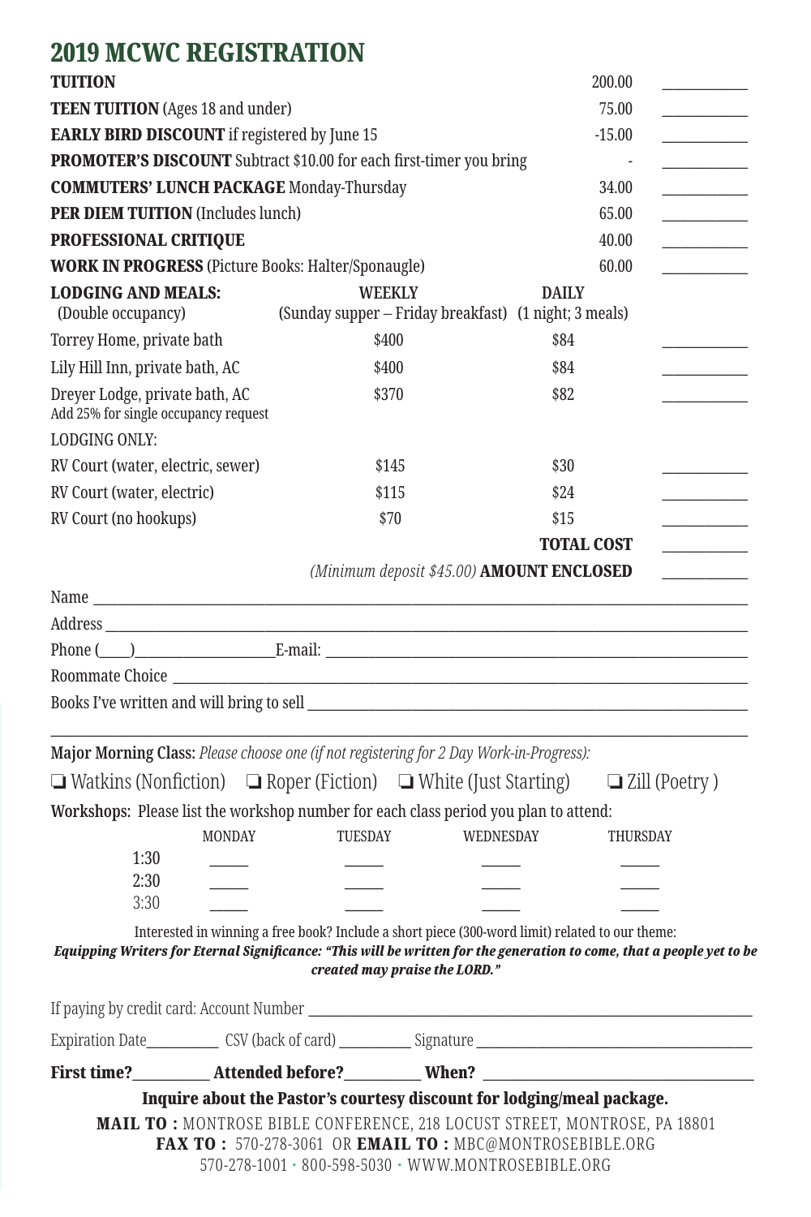## 2019 MCWC REGISTRATION

| | | | |
|---|---|---|---|
| **TUITION** | | 200.00 | ___________ |
| **TEEN TUITION** (Ages 18 and under) | | 75.00 | ___________ |
| **EARLY BIRD DISCOUNT** if registered by June 15 | | -15.00 | ___________ |
| **PROMOTER'S DISCOUNT** Subtract $10.00 for each first-timer you bring | | - | ___________ |
| **COMMUTERS' LUNCH PACKAGE** Monday-Thursday | | 34.00 | ___________ |
| **PER DIEM TUITION** (Includes lunch) | | 65.00 | ___________ |
| **PROFESSIONAL CRITIQUE** | | 40.00 | ___________ |
| **WORK IN PROGRESS** (Picture Books: Halter/Sponaugle) | | 60.00 | ___________ |
| **LODGING AND MEALS:** (Double occupancy) | **WEEKLY** (Sunday supper – Friday breakfast) | **DAILY** (1 night; 3 meals) | |
| Torrey Home, private bath | $400 | $84 | ___________ |
| Lily Hill Inn, private bath, AC | $400 | $84 | ___________ |
| Dreyer Lodge, private bath, AC<br>Add 25% for single occupancy request | $370 | $82 | ___________ |
| LODGING ONLY: | | | |
| RV Court (water, electric, sewer) | $145 | $30 | ___________ |
| RV Court (water, electric) | $115 | $24 | ___________ |
| RV Court (no hookups) | $70 | $15 | ___________ |
| | | **TOTAL COST** | ___________ |
| | *(Minimum deposit $45.00)* **AMOUNT ENCLOSED** | | ___________ |

Name ______________________________________________________________

Address ____________________________________________________________

Phone (____)__________________E-mail: _______________________________

Roommate Choice ____________________________________________________

Books I've written and will bring to sell _________________________________

____________________________________________________________________

**Major Morning Class:** *Please choose one (if not registering for 2 Day Work-in-Progress):*

❏ Watkins (Nonfiction) ❏ Roper (Fiction) ❏ White (Just Starting) ❏ Zill (Poetry )

**Workshops:** Please list the workshop number for each class period you plan to attend:

| | MONDAY | TUESDAY | WEDNESDAY | THURSDAY |
|---|---|---|---|---|
| 1:30 | _____ | _____ | _____ | _____ |
| 2:30 | _____ | _____ | _____ | _____ |
| 3:30 | _____ | _____ | _____ | _____ |

Interested in winning a free book? Include a short piece (300-word limit) related to our theme:
***Equipping Writers for Eternal Significance: "This will be written for the generation to come, that a people yet to be created may praise the LORD."***

If paying by credit card: Account Number ____________________________________

Expiration Date_________ CSV (back of card) _________ Signature ___________________

**First time?**_________ **Attended before?**_________ **When?** ___________________

**Inquire about the Pastor's courtesy discount for lodging/meal package.**

**MAIL TO :** MONTROSE BIBLE CONFERENCE, 218 LOCUST STREET, MONTROSE, PA 18801
**FAX TO :** 570-278-3061 OR **EMAIL TO :** MBC@MONTROSEBIBLE.ORG
570-278-1001 · 800-598-5030 · WWW.MONTROSEBIBLE.ORG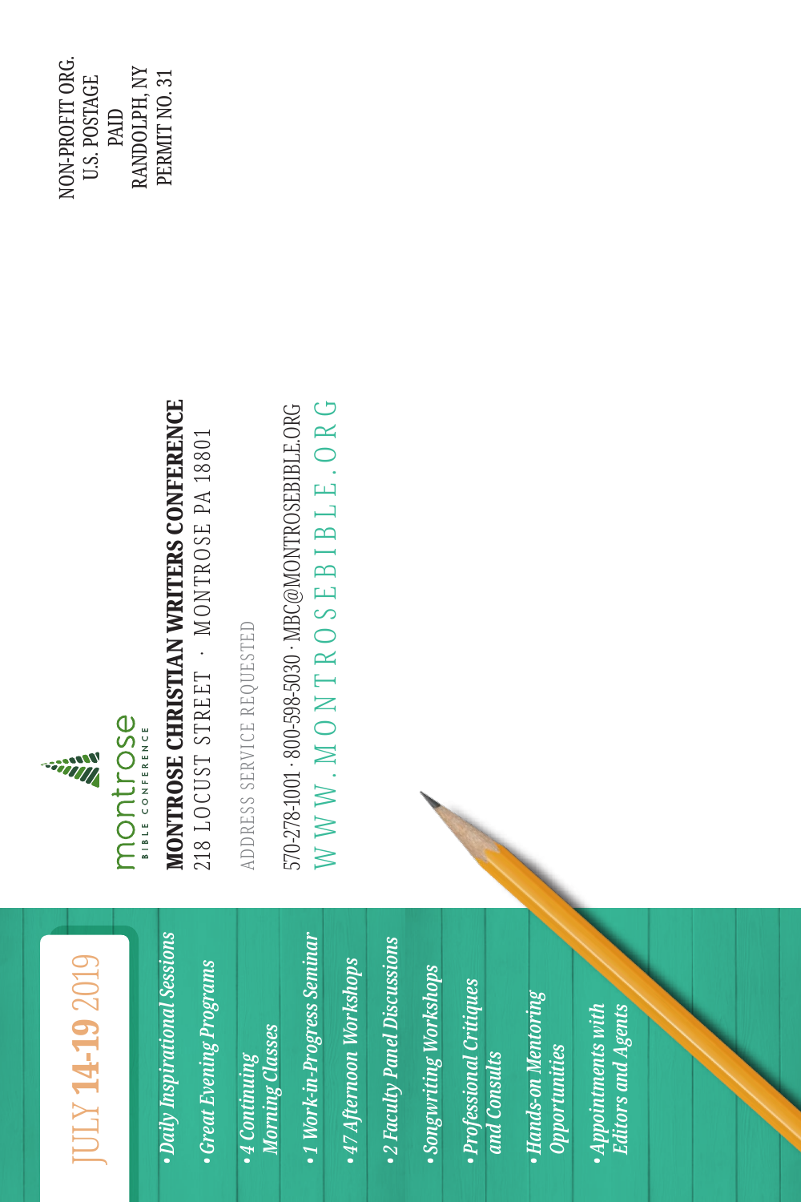NON-PROFIT ORG.
U.S. POSTAGE
PAID
RANDOLPH, NY
PERMIT NO. 31

montrose
BIBLE CONFERENCE

**MONTROSE CHRISTIAN WRITERS CONFERENCE**
218 LOCUST STREET · MONTROSE PA 18801

ADDRESS SERVICE REQUESTED

570-278-1001 · 800-598-5030 · MBC@MONTROSEBIBLE.ORG
WWW.MONTROSEBIBLE.ORG

JULY **14-19** 2019

- *Daily Inspirational Sessions*
- *Great Evening Programs*
- *4 Continuing Morning Classes*
- *1 Work-in-Progress Seminar*
- *47 Afternoon Workshops*
- *2 Faculty Panel Discussions*
- *Songwriting Workshops*
- *Professional Critiques and Consults*
- *Hands-on Mentoring Opportunities*
- *Appointments with Editors and Agents*